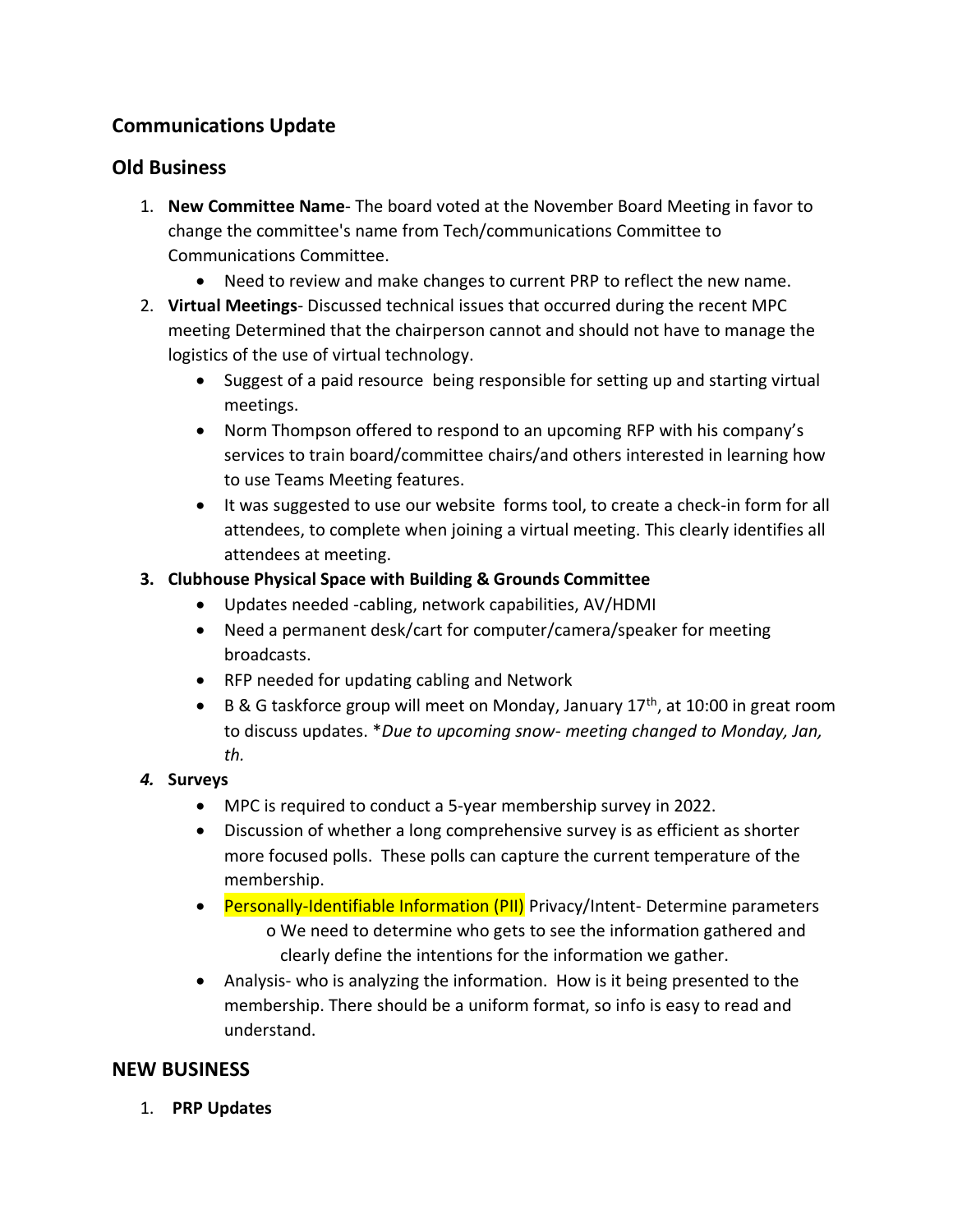## Communications Update

## Old Business

1. **New Committee Name**- The board voted at the November Board Meeting in favor to change the committee's name from Tech/communications Committee to Communications Committee.
   - Need to review and make changes to current PRP to reflect the new name.
2. **Virtual Meetings**- Discussed technical issues that occurred during the recent MPC meeting Determined that the chairperson cannot and should not have to manage the logistics of the use of virtual technology.
   - Suggest of a paid resource being responsible for setting up and starting virtual meetings.
   - Norm Thompson offered to respond to an upcoming RFP with his company's services to train board/committee chairs/and others interested in learning how to use Teams Meeting features.
   - It was suggested to use our website forms tool, to create a check-in form for all attendees, to complete when joining a virtual meeting. This clearly identifies all attendees at meeting.
3. **Clubhouse Physical Space with Building & Grounds Committee**
   - Updates needed -cabling, network capabilities, AV/HDMI
   - Need a permanent desk/cart for computer/camera/speaker for meeting broadcasts.
   - RFP needed for updating cabling and Network
   - B & G taskforce group will meet on Monday, January 17th, at 10:00 in great room to discuss updates. **Due to upcoming snow- meeting changed to Monday, Jan, th.*
4. ***Surveys***
   - MPC is required to conduct a 5-year membership survey in 2022.
   - Discussion of whether a long comprehensive survey is as efficient as shorter more focused polls. These polls can capture the current temperature of the membership.
   - Personally-Identifiable Information (PII) Privacy/Intent- Determine parameters
     - We need to determine who gets to see the information gathered and clearly define the intentions for the information we gather.
   - Analysis- who is analyzing the information. How is it being presented to the membership. There should be a uniform format, so info is easy to read and understand.

## NEW BUSINESS

1. **PRP Updates**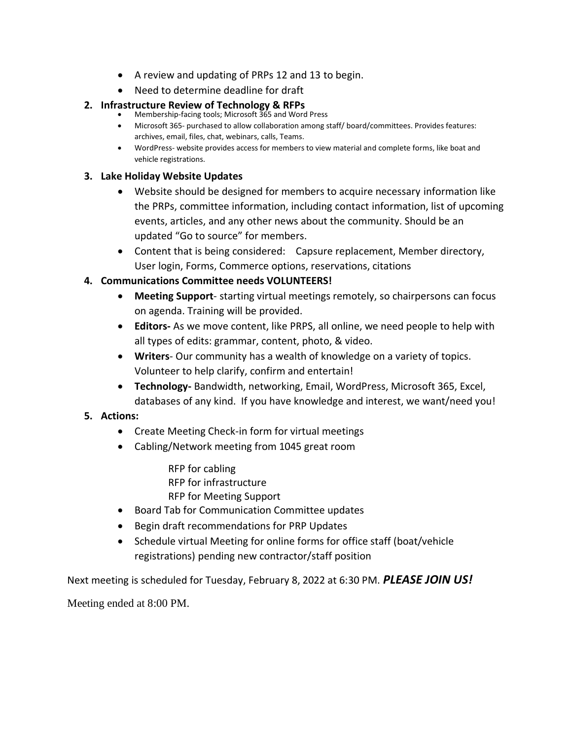- A review and updating of PRPs 12 and 13 to begin.
- Need to determine deadline for draft

2. **Infrastructure Review of Technology & RFPs**
   - Membership-facing tools; Microsoft 365 and Word Press
   - Microsoft 365- purchased to allow collaboration among staff/ board/committees. Provides features: archives, email, files, chat, webinars, calls, Teams.
   - WordPress- website provides access for members to view material and complete forms, like boat and vehicle registrations.

3. **Lake Holiday Website Updates**
   - Website should be designed for members to acquire necessary information like the PRPs, committee information, including contact information, list of upcoming events, articles, and any other news about the community. Should be an updated "Go to source" for members.
   - Content that is being considered: Capsure replacement, Member directory, User login, Forms, Commerce options, reservations, citations

4. **Communications Committee needs VOLUNTEERS!**
   - **Meeting Support**- starting virtual meetings remotely, so chairpersons can focus on agenda. Training will be provided.
   - **Editors-** As we move content, like PRPS, all online, we need people to help with all types of edits: grammar, content, photo, & video.
   - **Writers**- Our community has a wealth of knowledge on a variety of topics. Volunteer to help clarify, confirm and entertain!
   - **Technology-** Bandwidth, networking, Email, WordPress, Microsoft 365, Excel, databases of any kind. If you have knowledge and interest, we want/need you!

5. **Actions:**
   - Create Meeting Check-in form for virtual meetings
   - Cabling/Network meeting from 1045 great room

     RFP for cabling
     RFP for infrastructure
     RFP for Meeting Support
   - Board Tab for Communication Committee updates
   - Begin draft recommendations for PRP Updates
   - Schedule virtual Meeting for online forms for office staff (boat/vehicle registrations) pending new contractor/staff position

Next meeting is scheduled for Tuesday, February 8, 2022 at 6:30 PM. ***PLEASE JOIN US!***

Meeting ended at 8:00 PM.